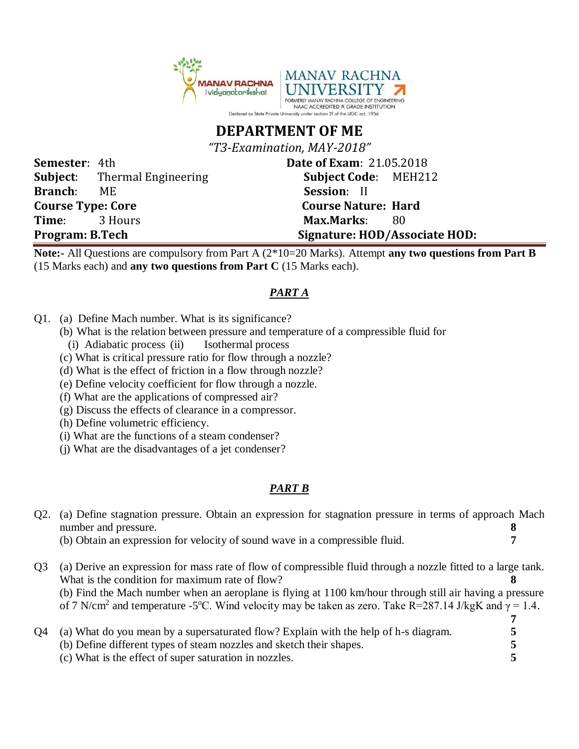MANAV RACHNA Vidyanatariksha | MANAV RACHNA UNIVERSITY

FORMERLY MANAV RACHNA COLLEGE OF ENGINEERING
NAAC ACCREDITED 'A' GRADE INSTITUTION
Declared as State Private University under section 2f of the UGC act, 1956

# DEPARTMENT OF ME

*"T3-Examination, MAY-2018"*

| | |
|---|---|
| **Semester**: 4th | **Date of Exam**: 21.05.2018 |
| **Subject**: Thermal Engineering | **Subject Code**: MEH212 |
| **Branch**: ME | **Session**: II |
| **Course Type: Core** | **Course Nature: Hard** |
| **Time**: 3 Hours | **Max.Marks**: 80 |
| **Program: B.Tech** | **Signature: HOD/Associate HOD:** |

**Note:-** All Questions are compulsory from Part A (2*10=20 Marks). Attempt **any two questions from Part B** (15 Marks each) and **any two questions from Part C** (15 Marks each).

## *PART A*

Q1. (a) Define Mach number. What is its significance?

(b) What is the relation between pressure and temperature of a compressible fluid for
  (i) Adiabatic process (ii) Isothermal process

(c) What is critical pressure ratio for flow through a nozzle?

(d) What is the effect of friction in a flow through nozzle?

(e) Define velocity coefficient for flow through a nozzle.

(f) What are the applications of compressed air?

(g) Discuss the effects of clearance in a compressor.

(h) Define volumetric efficiency.

(i) What are the functions of a steam condenser?

(j) What are the disadvantages of a jet condenser?

## *PART B*

Q2. (a) Define stagnation pressure. Obtain an expression for stagnation pressure in terms of approach Mach number and pressure. **8**

(b) Obtain an expression for velocity of sound wave in a compressible fluid. **7**

Q3 (a) Derive an expression for mass rate of flow of compressible fluid through a nozzle fitted to a large tank. What is the condition for maximum rate of flow? **8**

(b) Find the Mach number when an aeroplane is flying at 1100 km/hour through still air having a pressure of 7 $N/cm^2$ and temperature -5$^{o}$C. Wind velocity may be taken as zero. Take R=287.14 J/kgK and $\gamma = 1.4$. **7**

Q4 (a) What do you mean by a supersaturated flow? Explain with the help of h-s diagram. **5**

(b) Define different types of steam nozzles and sketch their shapes. **5**

(c) What is the effect of super saturation in nozzles. **5**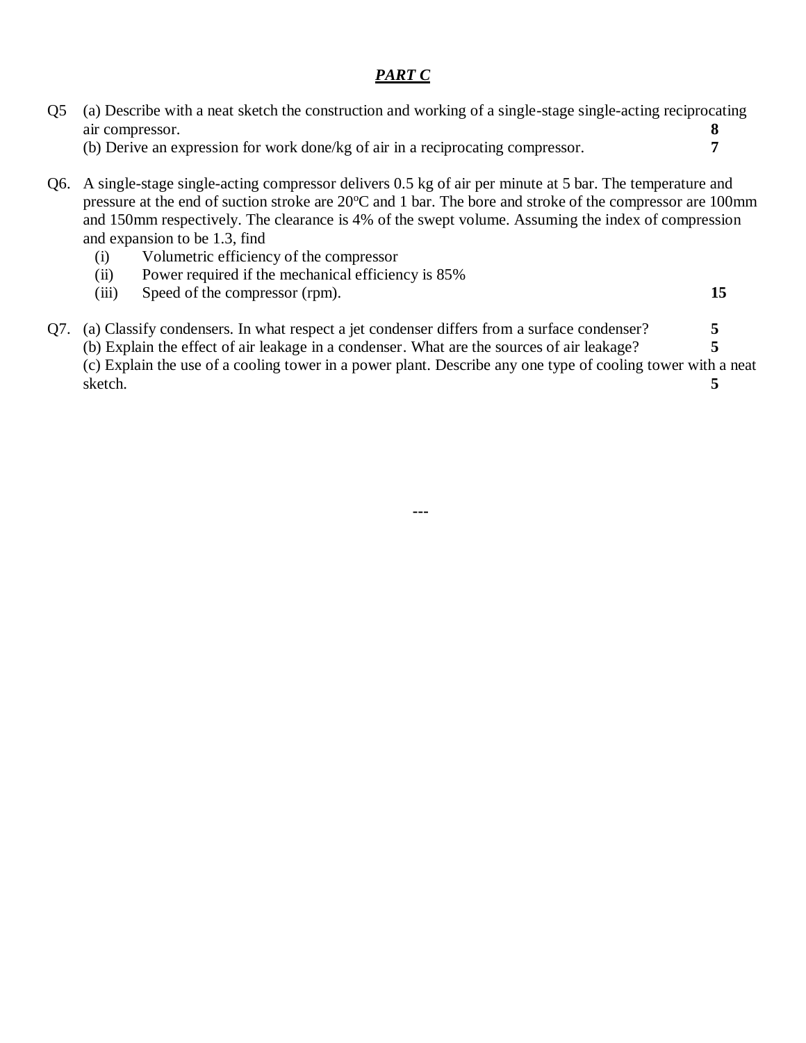## ***PART C***

Q5 (a) Describe with a neat sketch the construction and working of a single-stage single-acting reciprocating air compressor. **8**

(b) Derive an expression for work done/kg of air in a reciprocating compressor. **7**

Q6. A single-stage single-acting compressor delivers 0.5 kg of air per minute at 5 bar. The temperature and pressure at the end of suction stroke are 20$^{o}$C and 1 bar. The bore and stroke of the compressor are 100mm and 150mm respectively. The clearance is 4% of the swept volume. Assuming the index of compression and expansion to be 1.3, find

(i) Volumetric efficiency of the compressor

(ii) Power required if the mechanical efficiency is 85%

(iii) Speed of the compressor (rpm). **15**

Q7. (a) Classify condensers. In what respect a jet condenser differs from a surface condenser? **5**

(b) Explain the effect of air leakage in a condenser. What are the sources of air leakage? **5**

(c) Explain the use of a cooling tower in a power plant. Describe any one type of cooling tower with a neat sketch. **5**

---